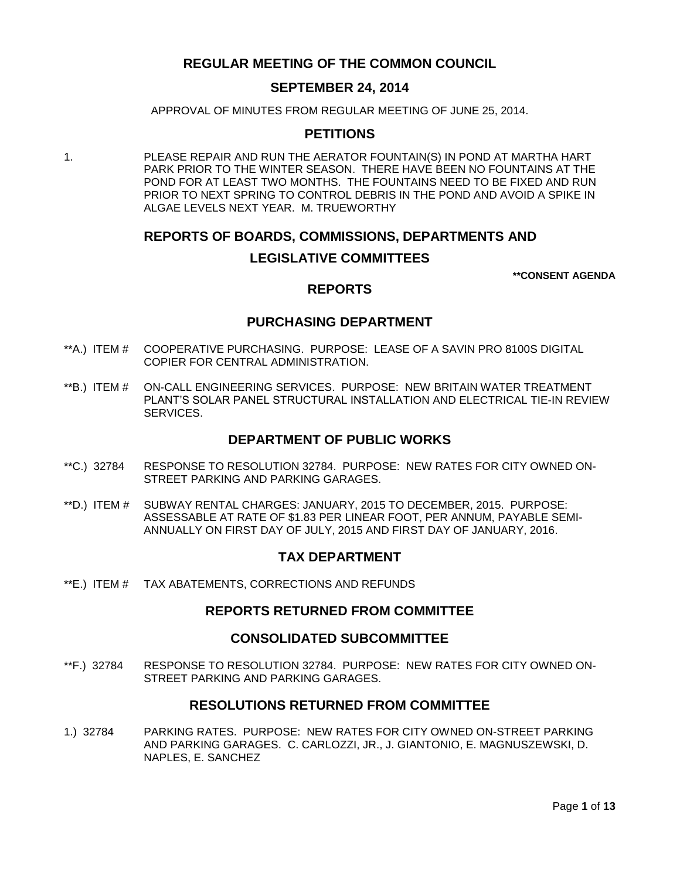# REGULAR MEETING OF THE COMMON COUNCIL

## SEPTEMBER 24, 2014

APPROVAL OF MINUTES FROM REGULAR MEETING OF JUNE 25, 2014.

## PETITIONS

1. PLEASE REPAIR AND RUN THE AERATOR FOUNTAIN(S) IN POND AT MARTHA HART PARK PRIOR TO THE WINTER SEASON. THERE HAVE BEEN NO FOUNTAINS AT THE POND FOR AT LEAST TWO MONTHS. THE FOUNTAINS NEED TO BE FIXED AND RUN PRIOR TO NEXT SPRING TO CONTROL DEBRIS IN THE POND AND AVOID A SPIKE IN ALGAE LEVELS NEXT YEAR. M. TRUEWORTHY

## REPORTS OF BOARDS, COMMISSIONS, DEPARTMENTS AND LEGISLATIVE COMMITTEES

**CONSENT AGENDA

## REPORTS

## PURCHASING DEPARTMENT

**A.) ITEM # COOPERATIVE PURCHASING. PURPOSE: LEASE OF A SAVIN PRO 8100S DIGITAL COPIER FOR CENTRAL ADMINISTRATION.

**B.) ITEM # ON-CALL ENGINEERING SERVICES. PURPOSE: NEW BRITAIN WATER TREATMENT PLANT'S SOLAR PANEL STRUCTURAL INSTALLATION AND ELECTRICAL TIE-IN REVIEW SERVICES.

## DEPARTMENT OF PUBLIC WORKS

**C.) 32784 RESPONSE TO RESOLUTION 32784. PURPOSE: NEW RATES FOR CITY OWNED ON-STREET PARKING AND PARKING GARAGES.

**D.) ITEM # SUBWAY RENTAL CHARGES: JANUARY, 2015 TO DECEMBER, 2015. PURPOSE: ASSESSABLE AT RATE OF $1.83 PER LINEAR FOOT, PER ANNUM, PAYABLE SEMI-ANNUALLY ON FIRST DAY OF JULY, 2015 AND FIRST DAY OF JANUARY, 2016.

## TAX DEPARTMENT

**E.) ITEM # TAX ABATEMENTS, CORRECTIONS AND REFUNDS

## REPORTS RETURNED FROM COMMITTEE

## CONSOLIDATED SUBCOMMITTEE

**F.) 32784 RESPONSE TO RESOLUTION 32784. PURPOSE: NEW RATES FOR CITY OWNED ON-STREET PARKING AND PARKING GARAGES.

## RESOLUTIONS RETURNED FROM COMMITTEE

1.) 32784 PARKING RATES. PURPOSE: NEW RATES FOR CITY OWNED ON-STREET PARKING AND PARKING GARAGES. C. CARLOZZI, JR., J. GIANTONIO, E. MAGNUSZEWSKI, D. NAPLES, E. SANCHEZ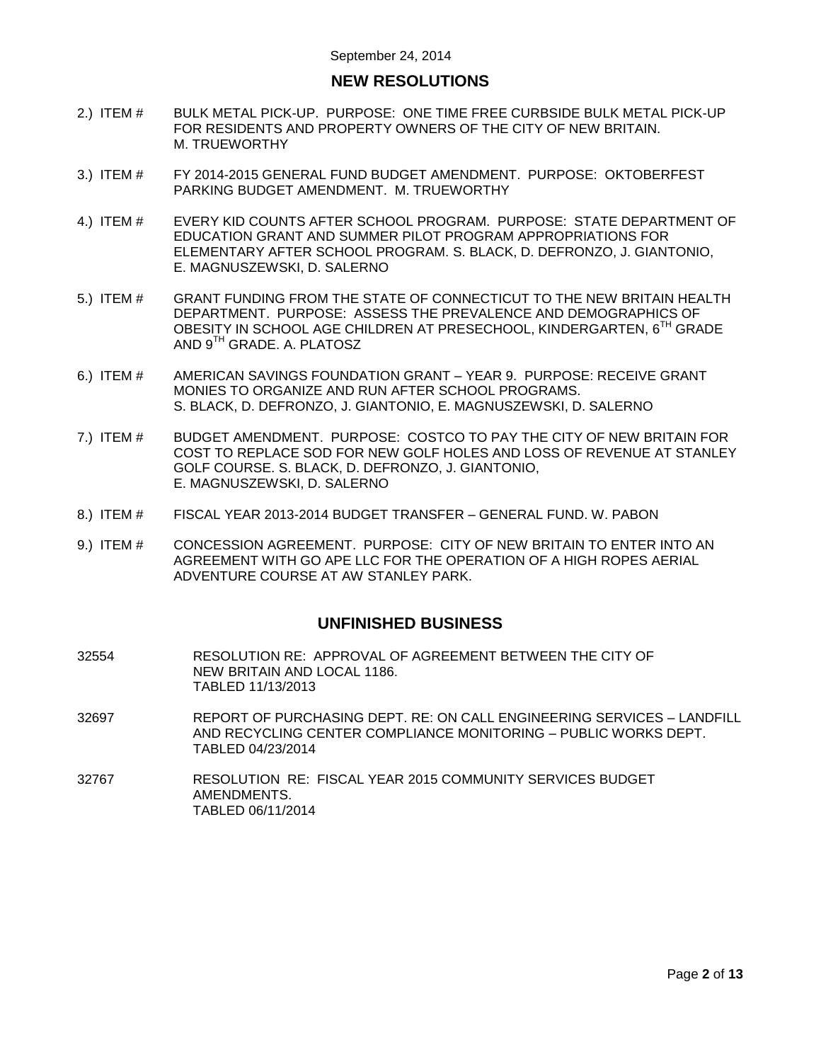September 24, 2014

## NEW RESOLUTIONS

2.) ITEM # BULK METAL PICK-UP. PURPOSE: ONE TIME FREE CURBSIDE BULK METAL PICK-UP FOR RESIDENTS AND PROPERTY OWNERS OF THE CITY OF NEW BRITAIN. M. TRUEWORTHY

3.) ITEM # FY 2014-2015 GENERAL FUND BUDGET AMENDMENT. PURPOSE: OKTOBERFEST PARKING BUDGET AMENDMENT. M. TRUEWORTHY

4.) ITEM # EVERY KID COUNTS AFTER SCHOOL PROGRAM. PURPOSE: STATE DEPARTMENT OF EDUCATION GRANT AND SUMMER PILOT PROGRAM APPROPRIATIONS FOR ELEMENTARY AFTER SCHOOL PROGRAM. S. BLACK, D. DEFRONZO, J. GIANTONIO, E. MAGNUSZEWSKI, D. SALERNO

5.) ITEM # GRANT FUNDING FROM THE STATE OF CONNECTICUT TO THE NEW BRITAIN HEALTH DEPARTMENT. PURPOSE: ASSESS THE PREVALENCE AND DEMOGRAPHICS OF OBESITY IN SCHOOL AGE CHILDREN AT PRESECHOOL, KINDERGARTEN, 6TH GRADE AND 9TH GRADE. A. PLATOSZ

6.) ITEM # AMERICAN SAVINGS FOUNDATION GRANT – YEAR 9. PURPOSE: RECEIVE GRANT MONIES TO ORGANIZE AND RUN AFTER SCHOOL PROGRAMS. S. BLACK, D. DEFRONZO, J. GIANTONIO, E. MAGNUSZEWSKI, D. SALERNO

7.) ITEM # BUDGET AMENDMENT. PURPOSE: COSTCO TO PAY THE CITY OF NEW BRITAIN FOR COST TO REPLACE SOD FOR NEW GOLF HOLES AND LOSS OF REVENUE AT STANLEY GOLF COURSE. S. BLACK, D. DEFRONZO, J. GIANTONIO, E. MAGNUSZEWSKI, D. SALERNO

8.) ITEM # FISCAL YEAR 2013-2014 BUDGET TRANSFER – GENERAL FUND. W. PABON

9.) ITEM # CONCESSION AGREEMENT. PURPOSE: CITY OF NEW BRITAIN TO ENTER INTO AN AGREEMENT WITH GO APE LLC FOR THE OPERATION OF A HIGH ROPES AERIAL ADVENTURE COURSE AT AW STANLEY PARK.

## UNFINISHED BUSINESS

32554 RESOLUTION RE: APPROVAL OF AGREEMENT BETWEEN THE CITY OF NEW BRITAIN AND LOCAL 1186.
TABLED 11/13/2013

32697 REPORT OF PURCHASING DEPT. RE: ON CALL ENGINEERING SERVICES – LANDFILL AND RECYCLING CENTER COMPLIANCE MONITORING – PUBLIC WORKS DEPT.
TABLED 04/23/2014

32767 RESOLUTION RE: FISCAL YEAR 2015 COMMUNITY SERVICES BUDGET AMENDMENTS.
TABLED 06/11/2014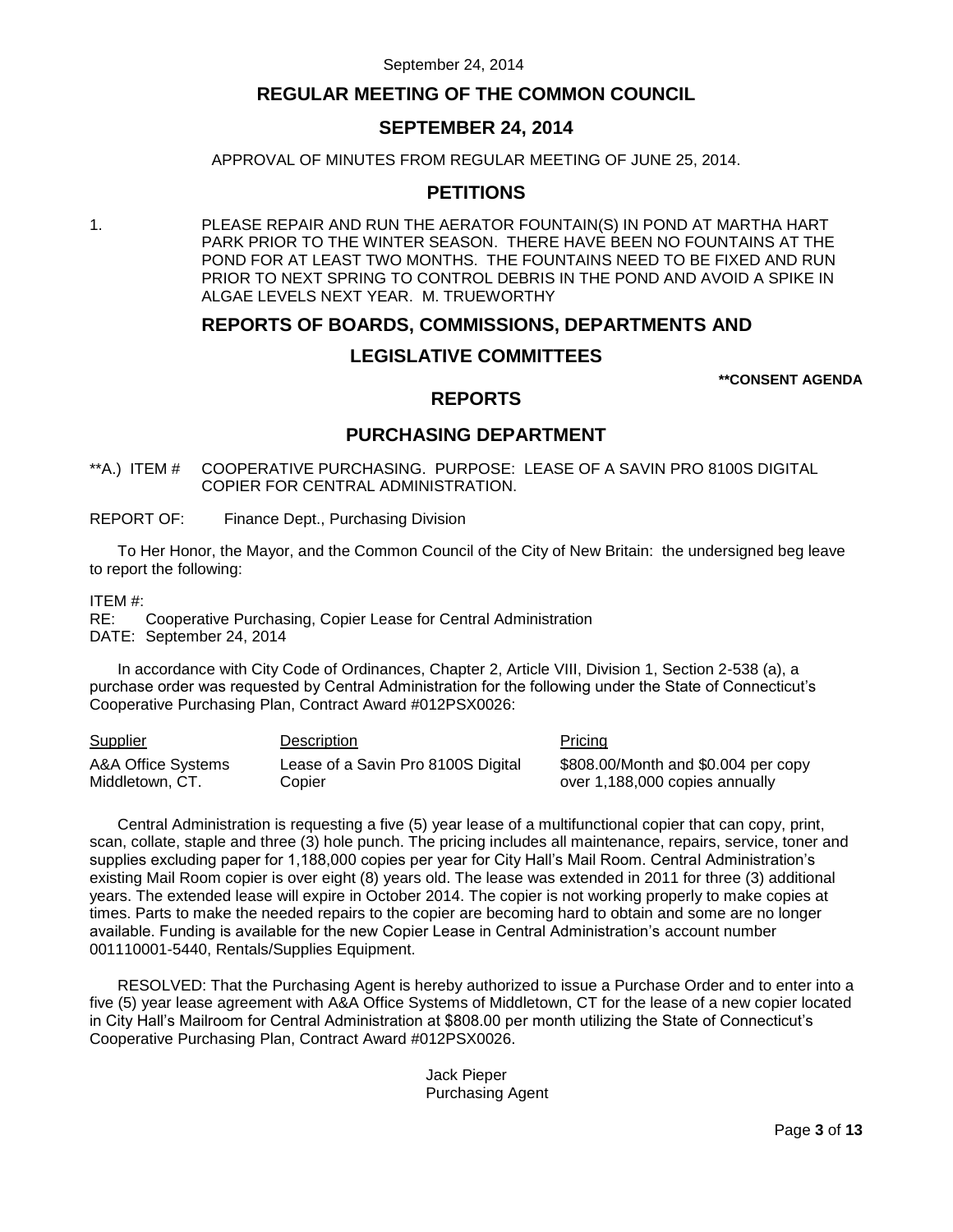# REGULAR MEETING OF THE COMMON COUNCIL

# SEPTEMBER 24, 2014

APPROVAL OF MINUTES FROM REGULAR MEETING OF JUNE 25, 2014.

## PETITIONS

1. PLEASE REPAIR AND RUN THE AERATOR FOUNTAIN(S) IN POND AT MARTHA HART PARK PRIOR TO THE WINTER SEASON. THERE HAVE BEEN NO FOUNTAINS AT THE POND FOR AT LEAST TWO MONTHS. THE FOUNTAINS NEED TO BE FIXED AND RUN PRIOR TO NEXT SPRING TO CONTROL DEBRIS IN THE POND AND AVOID A SPIKE IN ALGAE LEVELS NEXT YEAR. M. TRUEWORTHY

## REPORTS OF BOARDS, COMMISSIONS, DEPARTMENTS AND LEGISLATIVE COMMITTEES

**\*\*CONSENT AGENDA**

## REPORTS

## PURCHASING DEPARTMENT

**A.) ITEM # COOPERATIVE PURCHASING. PURPOSE: LEASE OF A SAVIN PRO 8100S DIGITAL COPIER FOR CENTRAL ADMINISTRATION.

REPORT OF: Finance Dept., Purchasing Division

To Her Honor, the Mayor, and the Common Council of the City of New Britain: the undersigned beg leave to report the following:

ITEM #:
RE: Cooperative Purchasing, Copier Lease for Central Administration
DATE: September 24, 2014

In accordance with City Code of Ordinances, Chapter 2, Article VIII, Division 1, Section 2-538 (a), a purchase order was requested by Central Administration for the following under the State of Connecticut's Cooperative Purchasing Plan, Contract Award #012PSX0026:

| Supplier | Description | Pricing |
|---|---|---|
| A&A Office Systems Middletown, CT. | Lease of a Savin Pro 8100S Digital Copier | $808.00/Month and $0.004 per copy over 1,188,000 copies annually |

Central Administration is requesting a five (5) year lease of a multifunctional copier that can copy, print, scan, collate, staple and three (3) hole punch. The pricing includes all maintenance, repairs, service, toner and supplies excluding paper for 1,188,000 copies per year for City Hall's Mail Room. Central Administration's existing Mail Room copier is over eight (8) years old. The lease was extended in 2011 for three (3) additional years. The extended lease will expire in October 2014. The copier is not working properly to make copies at times. Parts to make the needed repairs to the copier are becoming hard to obtain and some are no longer available. Funding is available for the new Copier Lease in Central Administration's account number 001110001-5440, Rentals/Supplies Equipment.

RESOLVED: That the Purchasing Agent is hereby authorized to issue a Purchase Order and to enter into a five (5) year lease agreement with A&A Office Systems of Middletown, CT for the lease of a new copier located in City Hall's Mailroom for Central Administration at $808.00 per month utilizing the State of Connecticut's Cooperative Purchasing Plan, Contract Award #012PSX0026.

Jack Pieper
Purchasing Agent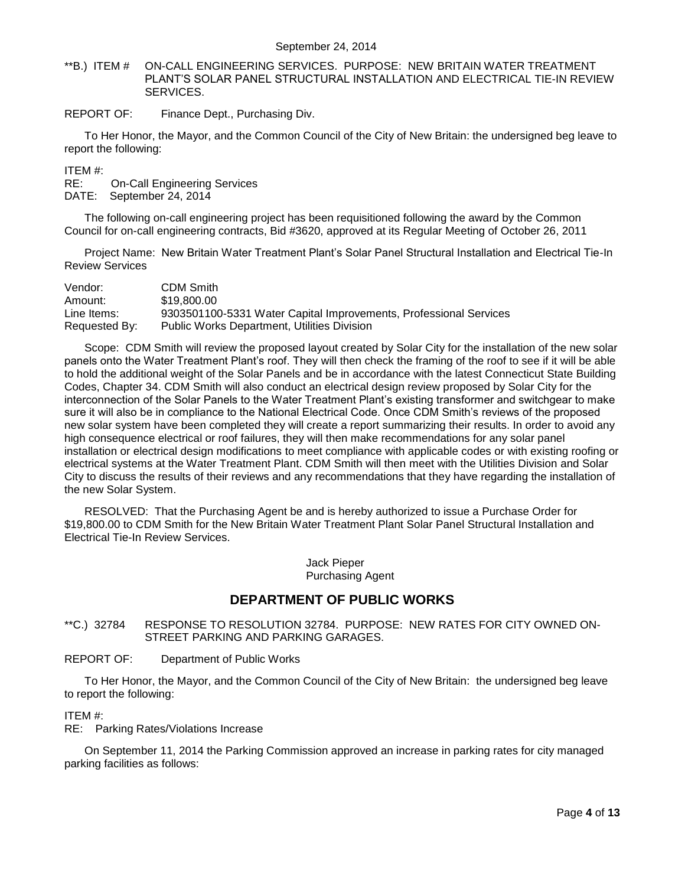**B.) ITEM # ON-CALL ENGINEERING SERVICES. PURPOSE: NEW BRITAIN WATER TREATMENT PLANT'S SOLAR PANEL STRUCTURAL INSTALLATION AND ELECTRICAL TIE-IN REVIEW SERVICES.

REPORT OF: Finance Dept., Purchasing Div.

To Her Honor, the Mayor, and the Common Council of the City of New Britain: the undersigned beg leave to report the following:

ITEM #:
RE: On-Call Engineering Services
DATE: September 24, 2014

The following on-call engineering project has been requisitioned following the award by the Common Council for on-call engineering contracts, Bid #3620, approved at its Regular Meeting of October 26, 2011

Project Name: New Britain Water Treatment Plant's Solar Panel Structural Installation and Electrical Tie-In Review Services

| | |
|---|---|
| Vendor: | CDM Smith |
| Amount: | $19,800.00 |
| Line Items: | 9303501100-5331 Water Capital Improvements, Professional Services |
| Requested By: | Public Works Department, Utilities Division |

Scope: CDM Smith will review the proposed layout created by Solar City for the installation of the new solar panels onto the Water Treatment Plant's roof. They will then check the framing of the roof to see if it will be able to hold the additional weight of the Solar Panels and be in accordance with the latest Connecticut State Building Codes, Chapter 34. CDM Smith will also conduct an electrical design review proposed by Solar City for the interconnection of the Solar Panels to the Water Treatment Plant's existing transformer and switchgear to make sure it will also be in compliance to the National Electrical Code. Once CDM Smith's reviews of the proposed new solar system have been completed they will create a report summarizing their results. In order to avoid any high consequence electrical or roof failures, they will then make recommendations for any solar panel installation or electrical design modifications to meet compliance with applicable codes or with existing roofing or electrical systems at the Water Treatment Plant. CDM Smith will then meet with the Utilities Division and Solar City to discuss the results of their reviews and any recommendations that they have regarding the installation of the new Solar System.

RESOLVED: That the Purchasing Agent be and is hereby authorized to issue a Purchase Order for $19,800.00 to CDM Smith for the New Britain Water Treatment Plant Solar Panel Structural Installation and Electrical Tie-In Review Services.

Jack Pieper
Purchasing Agent

## DEPARTMENT OF PUBLIC WORKS

**C.) 32784 RESPONSE TO RESOLUTION 32784. PURPOSE: NEW RATES FOR CITY OWNED ON-STREET PARKING AND PARKING GARAGES.

REPORT OF: Department of Public Works

To Her Honor, the Mayor, and the Common Council of the City of New Britain: the undersigned beg leave to report the following:

ITEM #:
RE: Parking Rates/Violations Increase

On September 11, 2014 the Parking Commission approved an increase in parking rates for city managed parking facilities as follows: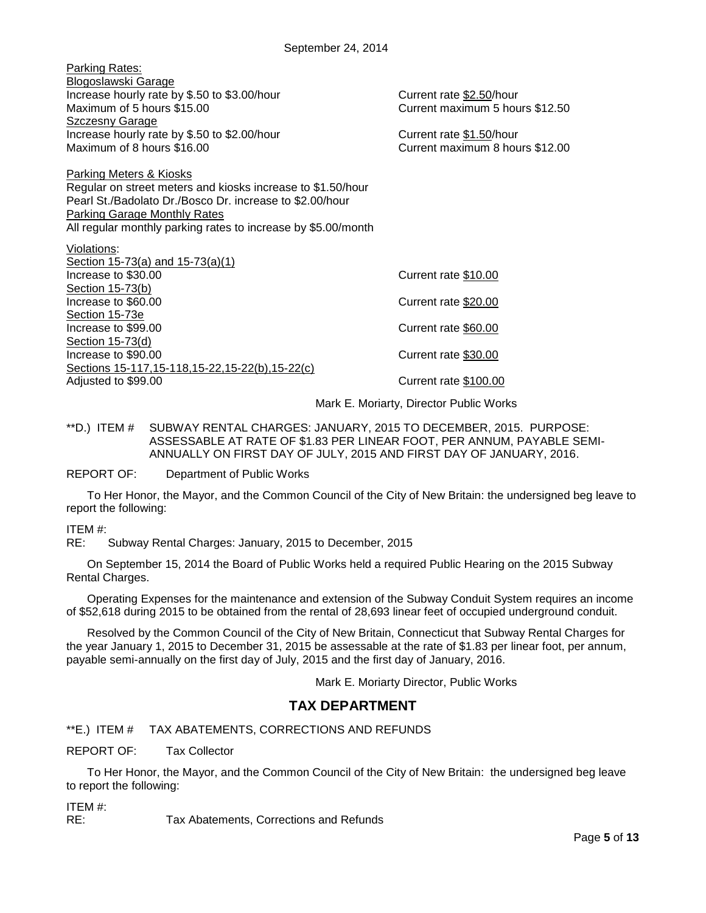September 24, 2014

Parking Rates:

Blogoslawski Garage

| | |
|---|---|
| Increase hourly rate by $.50 to $3.00/hour | Current rate $2.50/hour |
| Maximum of 5 hours $15.00 | Current maximum 5 hours $12.50 |

Szczesny Garage

| | |
|---|---|
| Increase hourly rate by $.50 to $2.00/hour | Current rate $1.50/hour |
| Maximum of 8 hours $16.00 | Current maximum 8 hours $12.00 |

Parking Meters & Kiosks

Regular on street meters and kiosks increase to $1.50/hour
Pearl St./Badolato Dr./Bosco Dr. increase to $2.00/hour

Parking Garage Monthly Rates

All regular monthly parking rates to increase by $5.00/month

Violations:

| | |
|---|---|
| Section 15-73(a) and 15-73(a)(1) | |
| Increase to $30.00 | Current rate $10.00 |
| Section 15-73(b) | |
| Increase to $60.00 | Current rate $20.00 |
| Section 15-73e | |
| Increase to $99.00 | Current rate $60.00 |
| Section 15-73(d) | |
| Increase to $90.00 | Current rate $30.00 |
| Sections 15-117,15-118,15-22,15-22(b),15-22(c) | |
| Adjusted to $99.00 | Current rate $100.00 |

Mark E. Moriarty, Director Public Works

**D.) ITEM # SUBWAY RENTAL CHARGES: JANUARY, 2015 TO DECEMBER, 2015. PURPOSE: ASSESSABLE AT RATE OF $1.83 PER LINEAR FOOT, PER ANNUM, PAYABLE SEMI-ANNUALLY ON FIRST DAY OF JULY, 2015 AND FIRST DAY OF JANUARY, 2016.

REPORT OF: Department of Public Works

To Her Honor, the Mayor, and the Common Council of the City of New Britain: the undersigned beg leave to report the following:

ITEM #:
RE: Subway Rental Charges: January, 2015 to December, 2015

On September 15, 2014 the Board of Public Works held a required Public Hearing on the 2015 Subway Rental Charges.

Operating Expenses for the maintenance and extension of the Subway Conduit System requires an income of $52,618 during 2015 to be obtained from the rental of 28,693 linear feet of occupied underground conduit.

Resolved by the Common Council of the City of New Britain, Connecticut that Subway Rental Charges for the year January 1, 2015 to December 31, 2015 be assessable at the rate of $1.83 per linear foot, per annum, payable semi-annually on the first day of July, 2015 and the first day of January, 2016.

Mark E. Moriarty Director, Public Works

## TAX DEPARTMENT

**E.) ITEM # TAX ABATEMENTS, CORRECTIONS AND REFUNDS

REPORT OF: Tax Collector

To Her Honor, the Mayor, and the Common Council of the City of New Britain: the undersigned beg leave to report the following:

ITEM #:
RE: Tax Abatements, Corrections and Refunds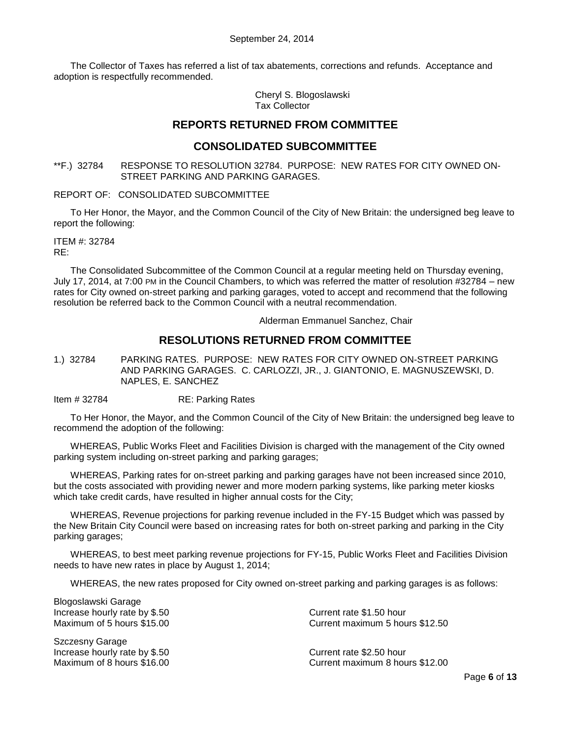The Collector of Taxes has referred a list of tax abatements, corrections and refunds. Acceptance and adoption is respectfully recommended.

Cheryl S. Blogoslawski
Tax Collector

## REPORTS RETURNED FROM COMMITTEE

## CONSOLIDATED SUBCOMMITTEE

**F.) 32784 RESPONSE TO RESOLUTION 32784. PURPOSE: NEW RATES FOR CITY OWNED ON-STREET PARKING AND PARKING GARAGES.

REPORT OF: CONSOLIDATED SUBCOMMITTEE

To Her Honor, the Mayor, and the Common Council of the City of New Britain: the undersigned beg leave to report the following:

ITEM #: 32784
RE:

The Consolidated Subcommittee of the Common Council at a regular meeting held on Thursday evening, July 17, 2014, at 7:00 PM in the Council Chambers, to which was referred the matter of resolution #32784 – new rates for City owned on-street parking and parking garages, voted to accept and recommend that the following resolution be referred back to the Common Council with a neutral recommendation.

Alderman Emmanuel Sanchez, Chair

## RESOLUTIONS RETURNED FROM COMMITTEE

1.) 32784 PARKING RATES. PURPOSE: NEW RATES FOR CITY OWNED ON-STREET PARKING AND PARKING GARAGES. C. CARLOZZI, JR., J. GIANTONIO, E. MAGNUSZEWSKI, D. NAPLES, E. SANCHEZ

Item # 32784 RE: Parking Rates

To Her Honor, the Mayor, and the Common Council of the City of New Britain: the undersigned beg leave to recommend the adoption of the following:

WHEREAS, Public Works Fleet and Facilities Division is charged with the management of the City owned parking system including on-street parking and parking garages;

WHEREAS, Parking rates for on-street parking and parking garages have not been increased since 2010, but the costs associated with providing newer and more modern parking systems, like parking meter kiosks which take credit cards, have resulted in higher annual costs for the City;

WHEREAS, Revenue projections for parking revenue included in the FY-15 Budget which was passed by the New Britain City Council were based on increasing rates for both on-street parking and parking in the City parking garages;

WHEREAS, to best meet parking revenue projections for FY-15, Public Works Fleet and Facilities Division needs to have new rates in place by August 1, 2014;

WHEREAS, the new rates proposed for City owned on-street parking and parking garages is as follows:

Blogoslawski Garage
Increase hourly rate by $.50 — Current rate $1.50 hour
Maximum of 5 hours $15.00 — Current maximum 5 hours $12.50

Szczesny Garage
Increase hourly rate by $.50 — Current rate $2.50 hour
Maximum of 8 hours $16.00 — Current maximum 8 hours $12.00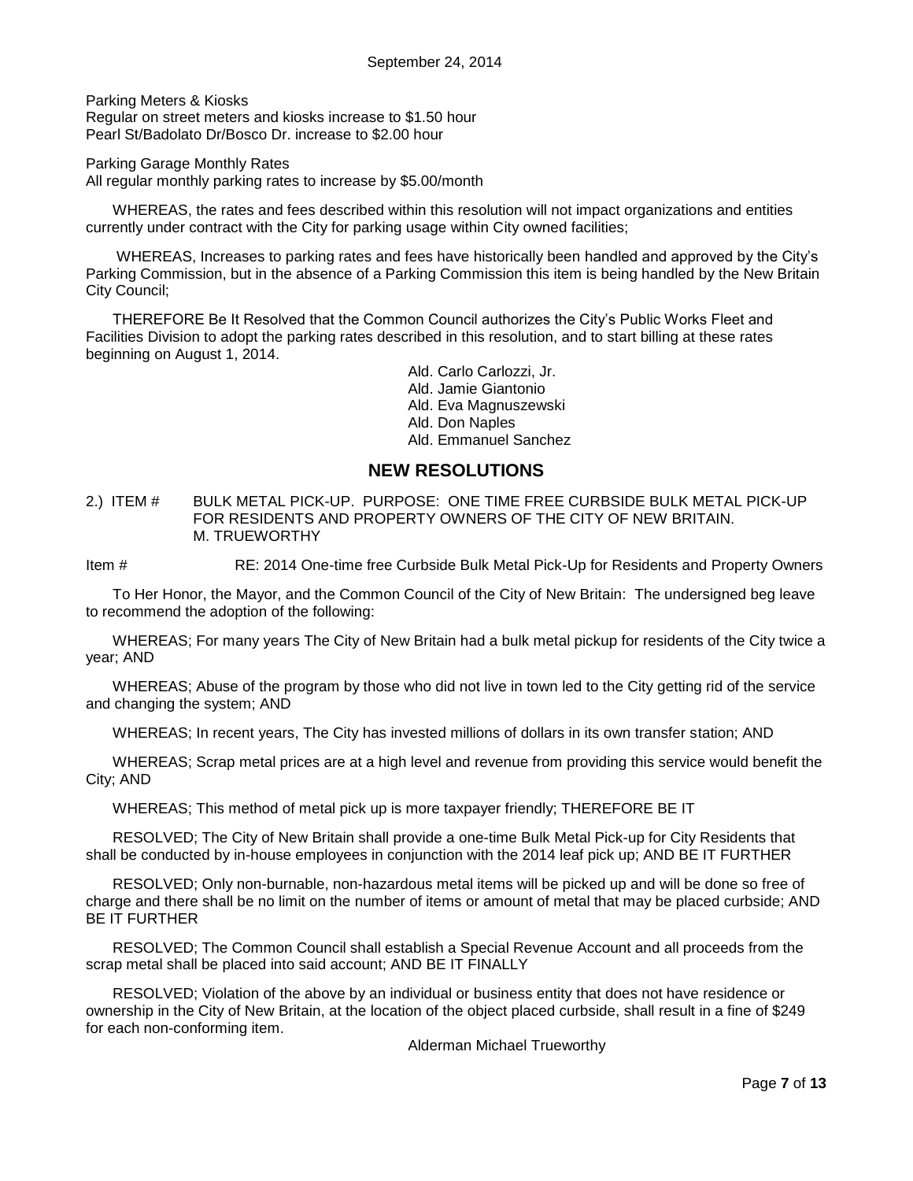Parking Meters & Kiosks
Regular on street meters and kiosks increase to $1.50 hour
Pearl St/Badolato Dr/Bosco Dr. increase to $2.00 hour

Parking Garage Monthly Rates
All regular monthly parking rates to increase by $5.00/month

WHEREAS, the rates and fees described within this resolution will not impact organizations and entities currently under contract with the City for parking usage within City owned facilities;

WHEREAS, Increases to parking rates and fees have historically been handled and approved by the City's Parking Commission, but in the absence of a Parking Commission this item is being handled by the New Britain City Council;

THEREFORE Be It Resolved that the Common Council authorizes the City's Public Works Fleet and Facilities Division to adopt the parking rates described in this resolution, and to start billing at these rates beginning on August 1, 2014.

Ald. Carlo Carlozzi, Jr.
Ald. Jamie Giantonio
Ald. Eva Magnuszewski
Ald. Don Naples
Ald. Emmanuel Sanchez

## NEW RESOLUTIONS

2.) ITEM # BULK METAL PICK-UP. PURPOSE: ONE TIME FREE CURBSIDE BULK METAL PICK-UP FOR RESIDENTS AND PROPERTY OWNERS OF THE CITY OF NEW BRITAIN. M. TRUEWORTHY

Item # RE: 2014 One-time free Curbside Bulk Metal Pick-Up for Residents and Property Owners

To Her Honor, the Mayor, and the Common Council of the City of New Britain: The undersigned beg leave to recommend the adoption of the following:

WHEREAS; For many years The City of New Britain had a bulk metal pickup for residents of the City twice a year; AND

WHEREAS; Abuse of the program by those who did not live in town led to the City getting rid of the service and changing the system; AND

WHEREAS; In recent years, The City has invested millions of dollars in its own transfer station; AND

WHEREAS; Scrap metal prices are at a high level and revenue from providing this service would benefit the City; AND

WHEREAS; This method of metal pick up is more taxpayer friendly; THEREFORE BE IT

RESOLVED; The City of New Britain shall provide a one-time Bulk Metal Pick-up for City Residents that shall be conducted by in-house employees in conjunction with the 2014 leaf pick up; AND BE IT FURTHER

RESOLVED; Only non-burnable, non-hazardous metal items will be picked up and will be done so free of charge and there shall be no limit on the number of items or amount of metal that may be placed curbside; AND BE IT FURTHER

RESOLVED; The Common Council shall establish a Special Revenue Account and all proceeds from the scrap metal shall be placed into said account; AND BE IT FINALLY

RESOLVED; Violation of the above by an individual or business entity that does not have residence or ownership in the City of New Britain, at the location of the object placed curbside, shall result in a fine of $249 for each non-conforming item.

Alderman Michael Trueworthy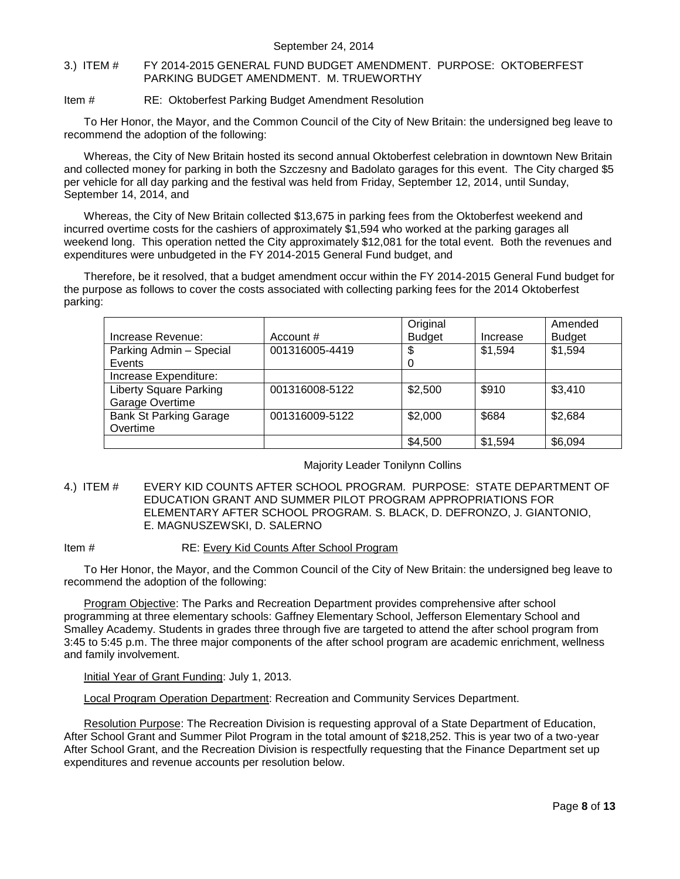September 24, 2014

3.) ITEM # FY 2014-2015 GENERAL FUND BUDGET AMENDMENT. PURPOSE: OKTOBERFEST PARKING BUDGET AMENDMENT. M. TRUEWORTHY

Item # RE: Oktoberfest Parking Budget Amendment Resolution

To Her Honor, the Mayor, and the Common Council of the City of New Britain: the undersigned beg leave to recommend the adoption of the following:

Whereas, the City of New Britain hosted its second annual Oktoberfest celebration in downtown New Britain and collected money for parking in both the Szczesny and Badolato garages for this event. The City charged $5 per vehicle for all day parking and the festival was held from Friday, September 12, 2014, until Sunday, September 14, 2014, and

Whereas, the City of New Britain collected $13,675 in parking fees from the Oktoberfest weekend and incurred overtime costs for the cashiers of approximately $1,594 who worked at the parking garages all weekend long. This operation netted the City approximately $12,081 for the total event. Both the revenues and expenditures were unbudgeted in the FY 2014-2015 General Fund budget, and

Therefore, be it resolved, that a budget amendment occur within the FY 2014-2015 General Fund budget for the purpose as follows to cover the costs associated with collecting parking fees for the 2014 Oktoberfest parking:

| Increase Revenue: | Account # | Original Budget | Increase | Amended Budget |
|---|---|---|---|---|
| Parking Admin – Special Events | 001316005-4419 | $ 0 | $1,594 | $1,594 |
| Increase Expenditure: | | | | |
| Liberty Square Parking Garage Overtime | 001316008-5122 | $2,500 | $910 | $3,410 |
| Bank St Parking Garage Overtime | 001316009-5122 | $2,000 | $684 | $2,684 |
| | | $4,500 | $1,594 | $6,094 |

Majority Leader Tonilynn Collins

4.) ITEM # EVERY KID COUNTS AFTER SCHOOL PROGRAM. PURPOSE: STATE DEPARTMENT OF EDUCATION GRANT AND SUMMER PILOT PROGRAM APPROPRIATIONS FOR ELEMENTARY AFTER SCHOOL PROGRAM. S. BLACK, D. DEFRONZO, J. GIANTONIO, E. MAGNUSZEWSKI, D. SALERNO

Item # RE: Every Kid Counts After School Program

To Her Honor, the Mayor, and the Common Council of the City of New Britain: the undersigned beg leave to recommend the adoption of the following:

Program Objective: The Parks and Recreation Department provides comprehensive after school programming at three elementary schools: Gaffney Elementary School, Jefferson Elementary School and Smalley Academy. Students in grades three through five are targeted to attend the after school program from 3:45 to 5:45 p.m. The three major components of the after school program are academic enrichment, wellness and family involvement.

Initial Year of Grant Funding: July 1, 2013.

Local Program Operation Department: Recreation and Community Services Department.

Resolution Purpose: The Recreation Division is requesting approval of a State Department of Education, After School Grant and Summer Pilot Program in the total amount of $218,252. This is year two of a two-year After School Grant, and the Recreation Division is respectfully requesting that the Finance Department set up expenditures and revenue accounts per resolution below.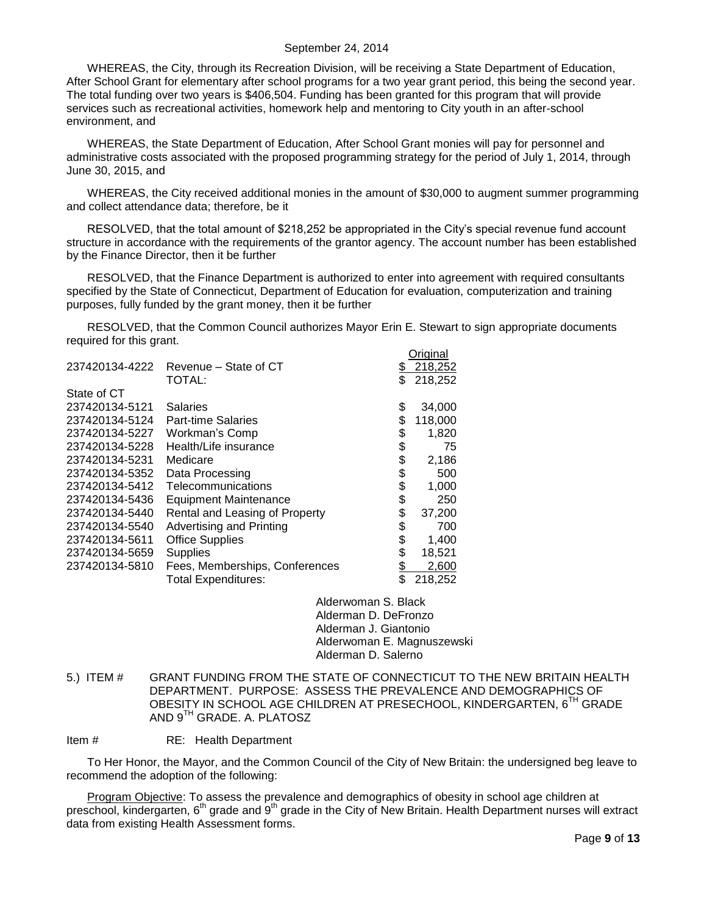WHEREAS, the City, through its Recreation Division, will be receiving a State Department of Education, After School Grant for elementary after school programs for a two year grant period, this being the second year. The total funding over two years is $406,504. Funding has been granted for this program that will provide services such as recreational activities, homework help and mentoring to City youth in an after-school environment, and

WHEREAS, the State Department of Education, After School Grant monies will pay for personnel and administrative costs associated with the proposed programming strategy for the period of July 1, 2014, through June 30, 2015, and

WHEREAS, the City received additional monies in the amount of $30,000 to augment summer programming and collect attendance data; therefore, be it

RESOLVED, that the total amount of $218,252 be appropriated in the City's special revenue fund account structure in accordance with the requirements of the grantor agency. The account number has been established by the Finance Director, then it be further

RESOLVED, that the Finance Department is authorized to enter into agreement with required consultants specified by the State of Connecticut, Department of Education for evaluation, computerization and training purposes, fully funded by the grant money, then it be further

RESOLVED, that the Common Council authorizes Mayor Erin E. Stewart to sign appropriate documents required for this grant.

| | | Original |
|---|---|---|
| 237420134-4222 | Revenue – State of CT | $ 218,252 |
| | TOTAL: | $ 218,252 |
| State of CT | | |
| 237420134-5121 | Salaries | $ 34,000 |
| 237420134-5124 | Part-time Salaries | $ 118,000 |
| 237420134-5227 | Workman's Comp | $ 1,820 |
| 237420134-5228 | Health/Life insurance | $ 75 |
| 237420134-5231 | Medicare | $ 2,186 |
| 237420134-5352 | Data Processing | $ 500 |
| 237420134-5412 | Telecommunications | $ 1,000 |
| 237420134-5436 | Equipment Maintenance | $ 250 |
| 237420134-5440 | Rental and Leasing of Property | $ 37,200 |
| 237420134-5540 | Advertising and Printing | $ 700 |
| 237420134-5611 | Office Supplies | $ 1,400 |
| 237420134-5659 | Supplies | $ 18,521 |
| 237420134-5810 | Fees, Memberships, Conferences | $ 2,600 |
| | Total Expenditures: | $ 218,252 |

Alderwoman S. Black
Alderman D. DeFronzo
Alderman J. Giantonio
Alderwoman E. Magnuszewski
Alderman D. Salerno

5.) ITEM # GRANT FUNDING FROM THE STATE OF CONNECTICUT TO THE NEW BRITAIN HEALTH DEPARTMENT. PURPOSE: ASSESS THE PREVALENCE AND DEMOGRAPHICS OF OBESITY IN SCHOOL AGE CHILDREN AT PRESECHOOL, KINDERGARTEN, 6TH GRADE AND 9TH GRADE. A. PLATOSZ

Item # RE: Health Department

To Her Honor, the Mayor, and the Common Council of the City of New Britain: the undersigned beg leave to recommend the adoption of the following:

Program Objective: To assess the prevalence and demographics of obesity in school age children at preschool, kindergarten, 6th grade and 9th grade in the City of New Britain. Health Department nurses will extract data from existing Health Assessment forms.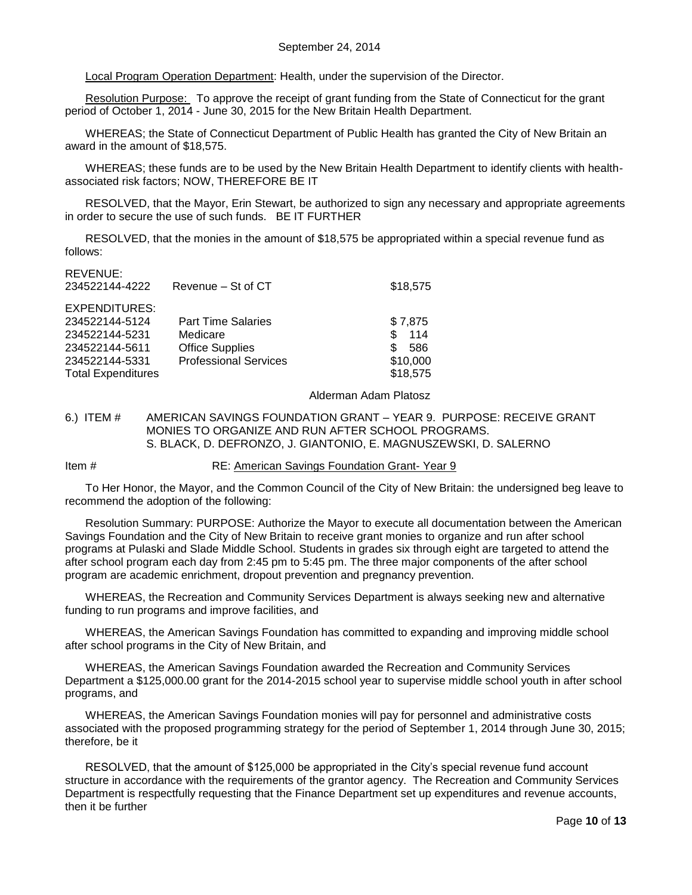Local Program Operation Department: Health, under the supervision of the Director.

Resolution Purpose: To approve the receipt of grant funding from the State of Connecticut for the grant period of October 1, 2014 - June 30, 2015 for the New Britain Health Department.

WHEREAS; the State of Connecticut Department of Public Health has granted the City of New Britain an award in the amount of $18,575.

WHEREAS; these funds are to be used by the New Britain Health Department to identify clients with health-associated risk factors; NOW, THEREFORE BE IT

RESOLVED, that the Mayor, Erin Stewart, be authorized to sign any necessary and appropriate agreements in order to secure the use of such funds. BE IT FURTHER

RESOLVED, that the monies in the amount of $18,575 be appropriated within a special revenue fund as follows:

| | | |
|---|---|---|
| REVENUE: | | |
| 234522144-4222 | Revenue – St of CT | $18,575 |
| EXPENDITURES: | | |
| 234522144-5124 | Part Time Salaries | $ 7,875 |
| 234522144-5231 | Medicare | $ 114 |
| 234522144-5611 | Office Supplies | $ 586 |
| 234522144-5331 | Professional Services | $10,000 |
| Total Expenditures | | $18,575 |

Alderman Adam Platosz

6.) ITEM # AMERICAN SAVINGS FOUNDATION GRANT – YEAR 9. PURPOSE: RECEIVE GRANT MONIES TO ORGANIZE AND RUN AFTER SCHOOL PROGRAMS.
S. BLACK, D. DEFRONZO, J. GIANTONIO, E. MAGNUSZEWSKI, D. SALERNO

Item # RE: American Savings Foundation Grant- Year 9

To Her Honor, the Mayor, and the Common Council of the City of New Britain: the undersigned beg leave to recommend the adoption of the following:

Resolution Summary: PURPOSE: Authorize the Mayor to execute all documentation between the American Savings Foundation and the City of New Britain to receive grant monies to organize and run after school programs at Pulaski and Slade Middle School. Students in grades six through eight are targeted to attend the after school program each day from 2:45 pm to 5:45 pm. The three major components of the after school program are academic enrichment, dropout prevention and pregnancy prevention.

WHEREAS, the Recreation and Community Services Department is always seeking new and alternative funding to run programs and improve facilities, and

WHEREAS, the American Savings Foundation has committed to expanding and improving middle school after school programs in the City of New Britain, and

WHEREAS, the American Savings Foundation awarded the Recreation and Community Services Department a $125,000.00 grant for the 2014-2015 school year to supervise middle school youth in after school programs, and

WHEREAS, the American Savings Foundation monies will pay for personnel and administrative costs associated with the proposed programming strategy for the period of September 1, 2014 through June 30, 2015; therefore, be it

RESOLVED, that the amount of $125,000 be appropriated in the City's special revenue fund account structure in accordance with the requirements of the grantor agency. The Recreation and Community Services Department is respectfully requesting that the Finance Department set up expenditures and revenue accounts, then it be further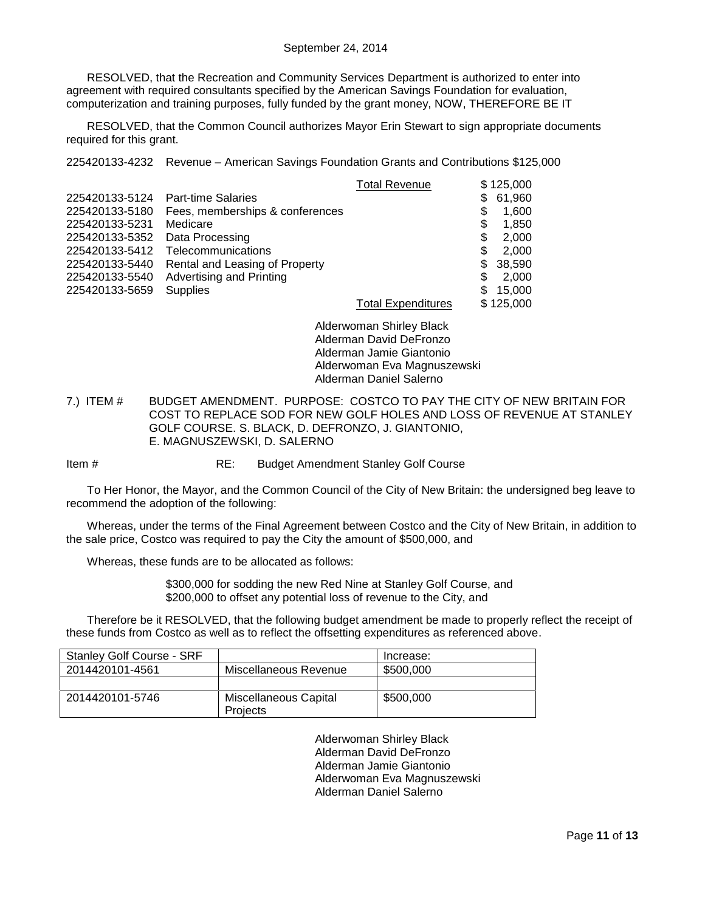RESOLVED, that the Recreation and Community Services Department is authorized to enter into agreement with required consultants specified by the American Savings Foundation for evaluation, computerization and training purposes, fully funded by the grant money, NOW, THEREFORE BE IT

RESOLVED, that the Common Council authorizes Mayor Erin Stewart to sign appropriate documents required for this grant.

225420133-4232 Revenue – American Savings Foundation Grants and Contributions $125,000

| | | | |
|---|---|---|---|
| | | Total Revenue | $ 125,000 |
| 225420133-5124 | Part-time Salaries | | $ 61,960 |
| 225420133-5180 | Fees, memberships & conferences | | $ 1,600 |
| 225420133-5231 | Medicare | | $ 1,850 |
| 225420133-5352 | Data Processing | | $ 2,000 |
| 225420133-5412 | Telecommunications | | $ 2,000 |
| 225420133-5440 | Rental and Leasing of Property | | $ 38,590 |
| 225420133-5540 | Advertising and Printing | | $ 2,000 |
| 225420133-5659 | Supplies | | $ 15,000 |
| | | Total Expenditures | $ 125,000 |

Alderwoman Shirley Black
Alderman David DeFronzo
Alderman Jamie Giantonio
Alderwoman Eva Magnuszewski
Alderman Daniel Salerno

7.) ITEM # BUDGET AMENDMENT. PURPOSE: COSTCO TO PAY THE CITY OF NEW BRITAIN FOR COST TO REPLACE SOD FOR NEW GOLF HOLES AND LOSS OF REVENUE AT STANLEY GOLF COURSE. S. BLACK, D. DEFRONZO, J. GIANTONIO, E. MAGNUSZEWSKI, D. SALERNO

Item # RE: Budget Amendment Stanley Golf Course

To Her Honor, the Mayor, and the Common Council of the City of New Britain: the undersigned beg leave to recommend the adoption of the following:

Whereas, under the terms of the Final Agreement between Costco and the City of New Britain, in addition to the sale price, Costco was required to pay the City the amount of $500,000, and

Whereas, these funds are to be allocated as follows:

$300,000 for sodding the new Red Nine at Stanley Golf Course, and
$200,000 to offset any potential loss of revenue to the City, and

Therefore be it RESOLVED, that the following budget amendment be made to properly reflect the receipt of these funds from Costco as well as to reflect the offsetting expenditures as referenced above.

| Stanley Golf Course - SRF | | Increase: |
|---|---|---|
| 2014420101-4561 | Miscellaneous Revenue | $500,000 |
| | | |
| 2014420101-5746 | Miscellaneous Capital Projects | $500,000 |

Alderwoman Shirley Black
Alderman David DeFronzo
Alderman Jamie Giantonio
Alderwoman Eva Magnuszewski
Alderman Daniel Salerno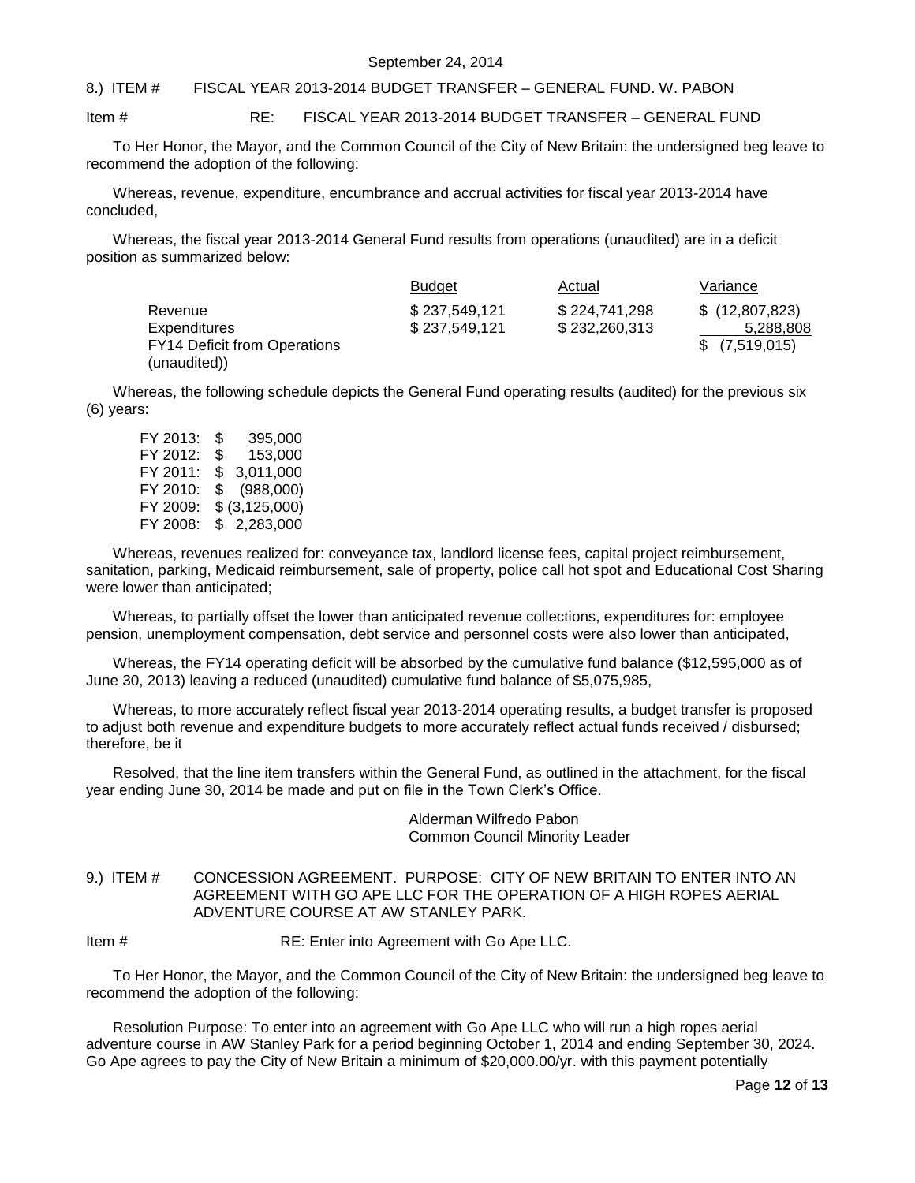September 24, 2014

8.) ITEM # FISCAL YEAR 2013-2014 BUDGET TRANSFER – GENERAL FUND. W. PABON

Item # RE: FISCAL YEAR 2013-2014 BUDGET TRANSFER – GENERAL FUND

To Her Honor, the Mayor, and the Common Council of the City of New Britain: the undersigned beg leave to recommend the adoption of the following:

Whereas, revenue, expenditure, encumbrance and accrual activities for fiscal year 2013-2014 have concluded,

Whereas, the fiscal year 2013-2014 General Fund results from operations (unaudited) are in a deficit position as summarized below:

| | Budget | Actual | Variance |
|---|---|---|---|
| Revenue | $ 237,549,121 | $ 224,741,298 | $ (12,807,823) |
| Expenditures | $ 237,549,121 | $ 232,260,313 | 5,288,808 |
| FY14 Deficit from Operations (unaudited)) | | | $ (7,519,015) |

Whereas, the following schedule depicts the General Fund operating results (audited) for the previous six (6) years:

| | |
|---|---|
| FY 2013: | $ 395,000 |
| FY 2012: | $ 153,000 |
| FY 2011: | $ 3,011,000 |
| FY 2010: | $ (988,000) |
| FY 2009: | $ (3,125,000) |
| FY 2008: | $ 2,283,000 |

Whereas, revenues realized for: conveyance tax, landlord license fees, capital project reimbursement, sanitation, parking, Medicaid reimbursement, sale of property, police call hot spot and Educational Cost Sharing were lower than anticipated;

Whereas, to partially offset the lower than anticipated revenue collections, expenditures for: employee pension, unemployment compensation, debt service and personnel costs were also lower than anticipated,

Whereas, the FY14 operating deficit will be absorbed by the cumulative fund balance ($12,595,000 as of June 30, 2013) leaving a reduced (unaudited) cumulative fund balance of $5,075,985,

Whereas, to more accurately reflect fiscal year 2013-2014 operating results, a budget transfer is proposed to adjust both revenue and expenditure budgets to more accurately reflect actual funds received / disbursed; therefore, be it

Resolved, that the line item transfers within the General Fund, as outlined in the attachment, for the fiscal year ending June 30, 2014 be made and put on file in the Town Clerk's Office.

Alderman Wilfredo Pabon
Common Council Minority Leader

9.) ITEM # CONCESSION AGREEMENT. PURPOSE: CITY OF NEW BRITAIN TO ENTER INTO AN AGREEMENT WITH GO APE LLC FOR THE OPERATION OF A HIGH ROPES AERIAL ADVENTURE COURSE AT AW STANLEY PARK.

Item # RE: Enter into Agreement with Go Ape LLC.

To Her Honor, the Mayor, and the Common Council of the City of New Britain: the undersigned beg leave to recommend the adoption of the following:

Resolution Purpose: To enter into an agreement with Go Ape LLC who will run a high ropes aerial adventure course in AW Stanley Park for a period beginning October 1, 2014 and ending September 30, 2024. Go Ape agrees to pay the City of New Britain a minimum of $20,000.00/yr. with this payment potentially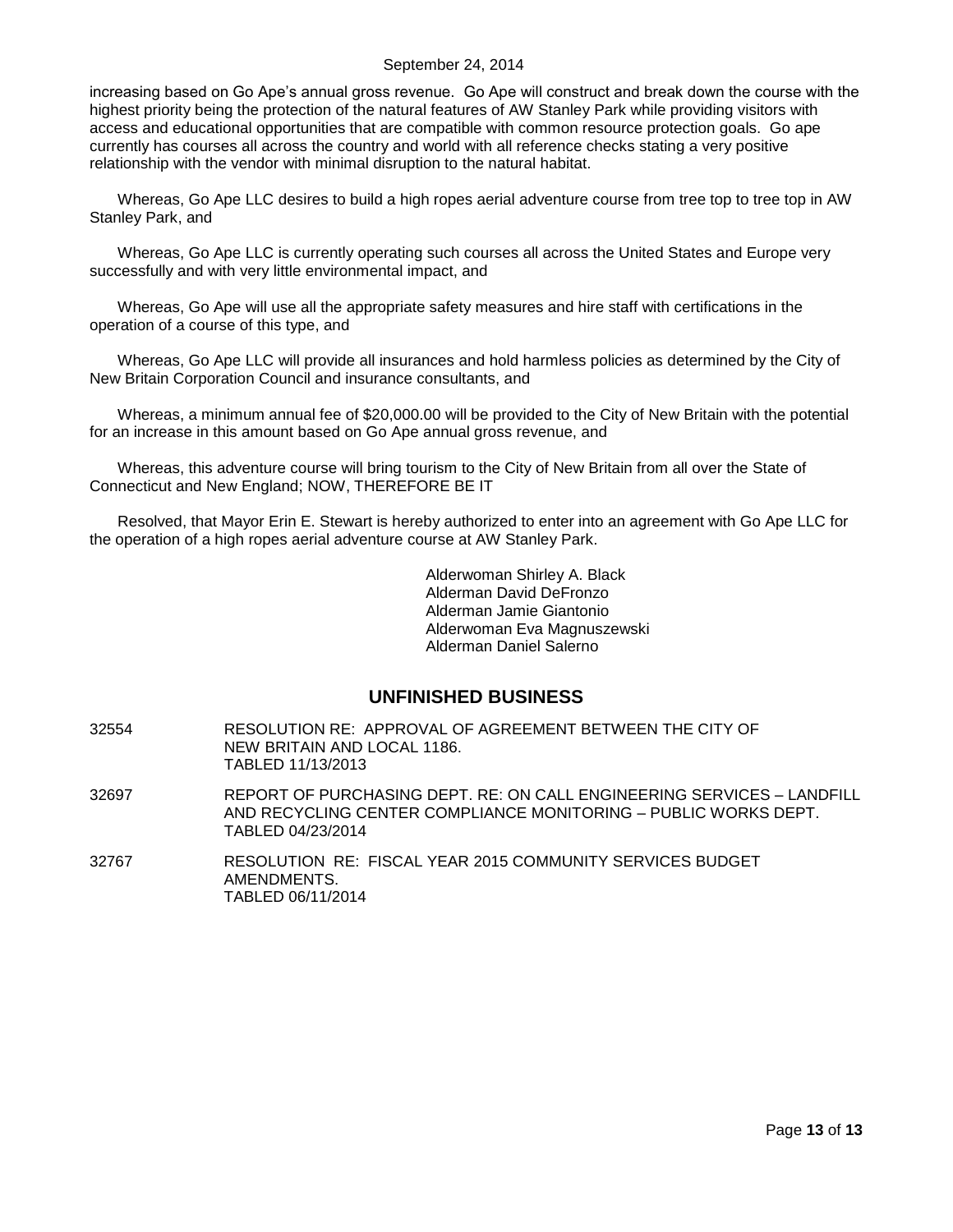increasing based on Go Ape's annual gross revenue. Go Ape will construct and break down the course with the highest priority being the protection of the natural features of AW Stanley Park while providing visitors with access and educational opportunities that are compatible with common resource protection goals. Go ape currently has courses all across the country and world with all reference checks stating a very positive relationship with the vendor with minimal disruption to the natural habitat.

Whereas, Go Ape LLC desires to build a high ropes aerial adventure course from tree top to tree top in AW Stanley Park, and

Whereas, Go Ape LLC is currently operating such courses all across the United States and Europe very successfully and with very little environmental impact, and

Whereas, Go Ape will use all the appropriate safety measures and hire staff with certifications in the operation of a course of this type, and

Whereas, Go Ape LLC will provide all insurances and hold harmless policies as determined by the City of New Britain Corporation Council and insurance consultants, and

Whereas, a minimum annual fee of $20,000.00 will be provided to the City of New Britain with the potential for an increase in this amount based on Go Ape annual gross revenue, and

Whereas, this adventure course will bring tourism to the City of New Britain from all over the State of Connecticut and New England; NOW, THEREFORE BE IT

Resolved, that Mayor Erin E. Stewart is hereby authorized to enter into an agreement with Go Ape LLC for the operation of a high ropes aerial adventure course at AW Stanley Park.

Alderwoman Shirley A. Black
Alderman David DeFronzo
Alderman Jamie Giantonio
Alderwoman Eva Magnuszewski
Alderman Daniel Salerno

## UNFINISHED BUSINESS

32554 RESOLUTION RE: APPROVAL OF AGREEMENT BETWEEN THE CITY OF NEW BRITAIN AND LOCAL 1186.
TABLED 11/13/2013

32697 REPORT OF PURCHASING DEPT. RE: ON CALL ENGINEERING SERVICES – LANDFILL AND RECYCLING CENTER COMPLIANCE MONITORING – PUBLIC WORKS DEPT.
TABLED 04/23/2014

32767 RESOLUTION RE: FISCAL YEAR 2015 COMMUNITY SERVICES BUDGET AMENDMENTS.
TABLED 06/11/2014